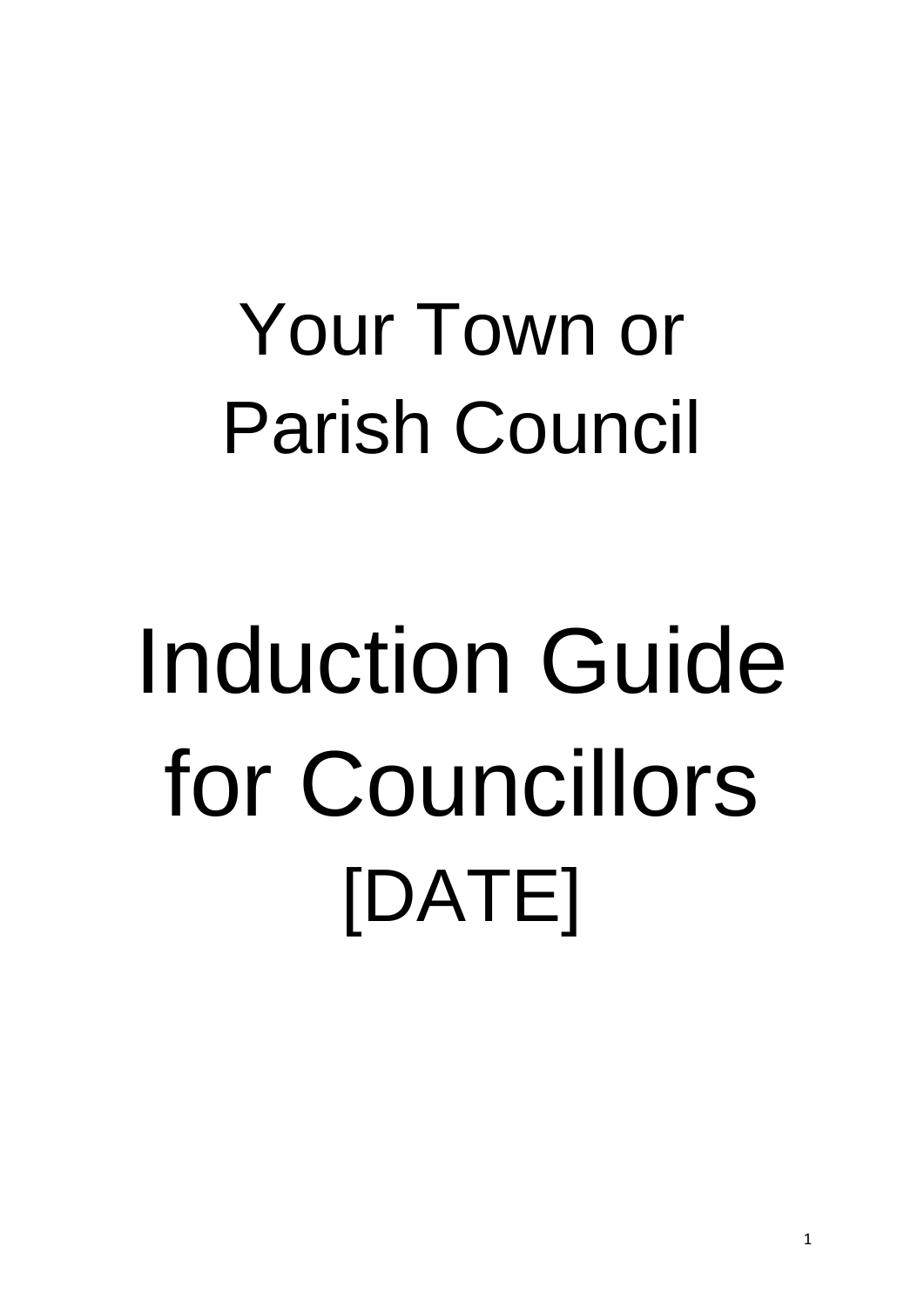# Your Town or Parish Council

# Induction Guide for Councillors

# [DATE]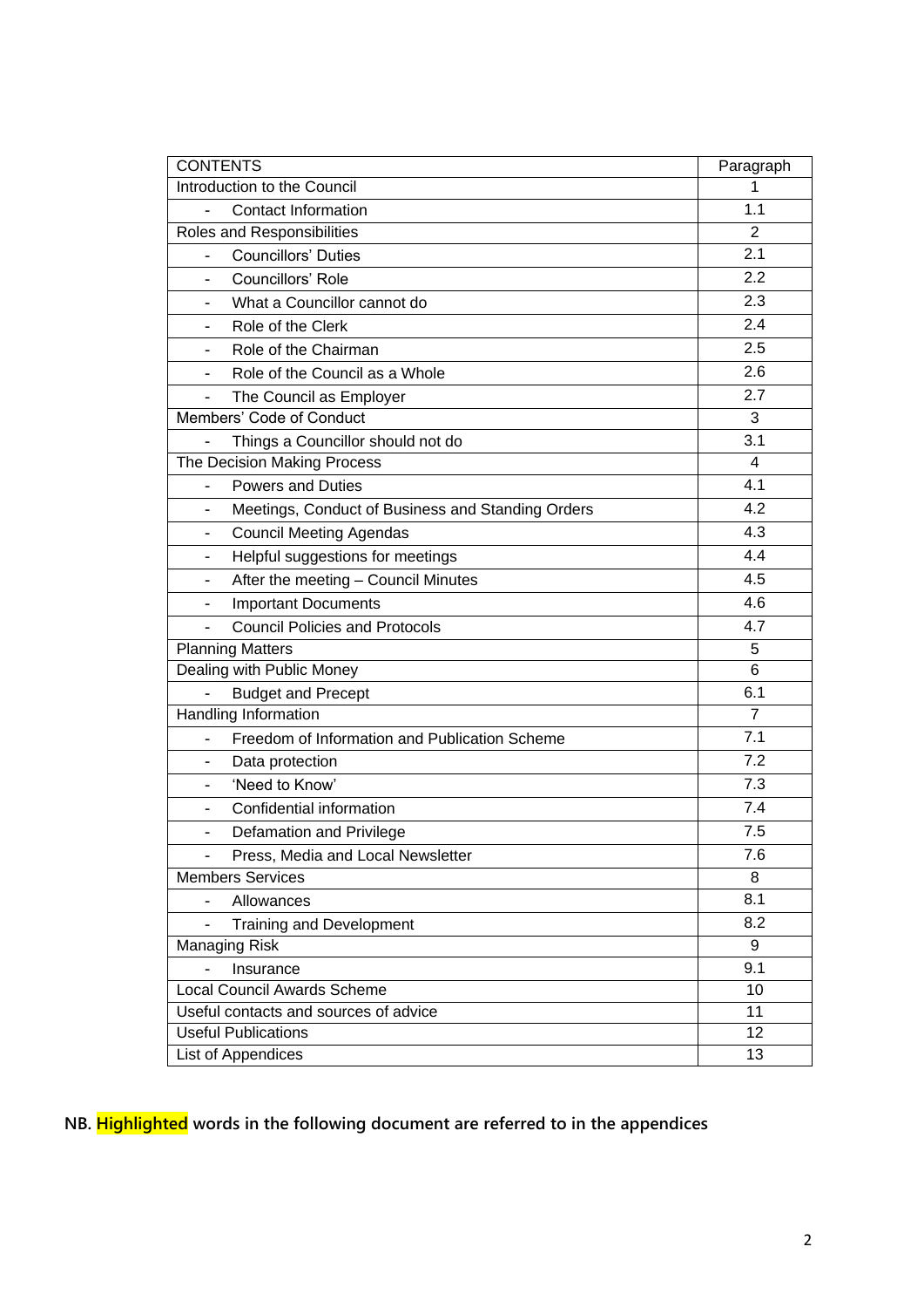| CONTENTS | Paragraph |
|---|---|
| Introduction to the Council | 1 |
| - Contact Information | 1.1 |
| Roles and Responsibilities | 2 |
| - Councillors' Duties | 2.1 |
| - Councillors' Role | 2.2 |
| - What a Councillor cannot do | 2.3 |
| - Role of the Clerk | 2.4 |
| - Role of the Chairman | 2.5 |
| - Role of the Council as a Whole | 2.6 |
| - The Council as Employer | 2.7 |
| Members' Code of Conduct | 3 |
| - Things a Councillor should not do | 3.1 |
| The Decision Making Process | 4 |
| - Powers and Duties | 4.1 |
| - Meetings, Conduct of Business and Standing Orders | 4.2 |
| - Council Meeting Agendas | 4.3 |
| - Helpful suggestions for meetings | 4.4 |
| - After the meeting – Council Minutes | 4.5 |
| - Important Documents | 4.6 |
| - Council Policies and Protocols | 4.7 |
| Planning Matters | 5 |
| Dealing with Public Money | 6 |
| - Budget and Precept | 6.1 |
| Handling Information | 7 |
| - Freedom of Information and Publication Scheme | 7.1 |
| - Data protection | 7.2 |
| - 'Need to Know' | 7.3 |
| - Confidential information | 7.4 |
| - Defamation and Privilege | 7.5 |
| - Press, Media and Local Newsletter | 7.6 |
| Members Services | 8 |
| - Allowances | 8.1 |
| - Training and Development | 8.2 |
| Managing Risk | 9 |
| - Insurance | 9.1 |
| Local Council Awards Scheme | 10 |
| Useful contacts and sources of advice | 11 |
| Useful Publications | 12 |
| List of Appendices | 13 |

**NB. Highlighted words in the following document are referred to in the appendices**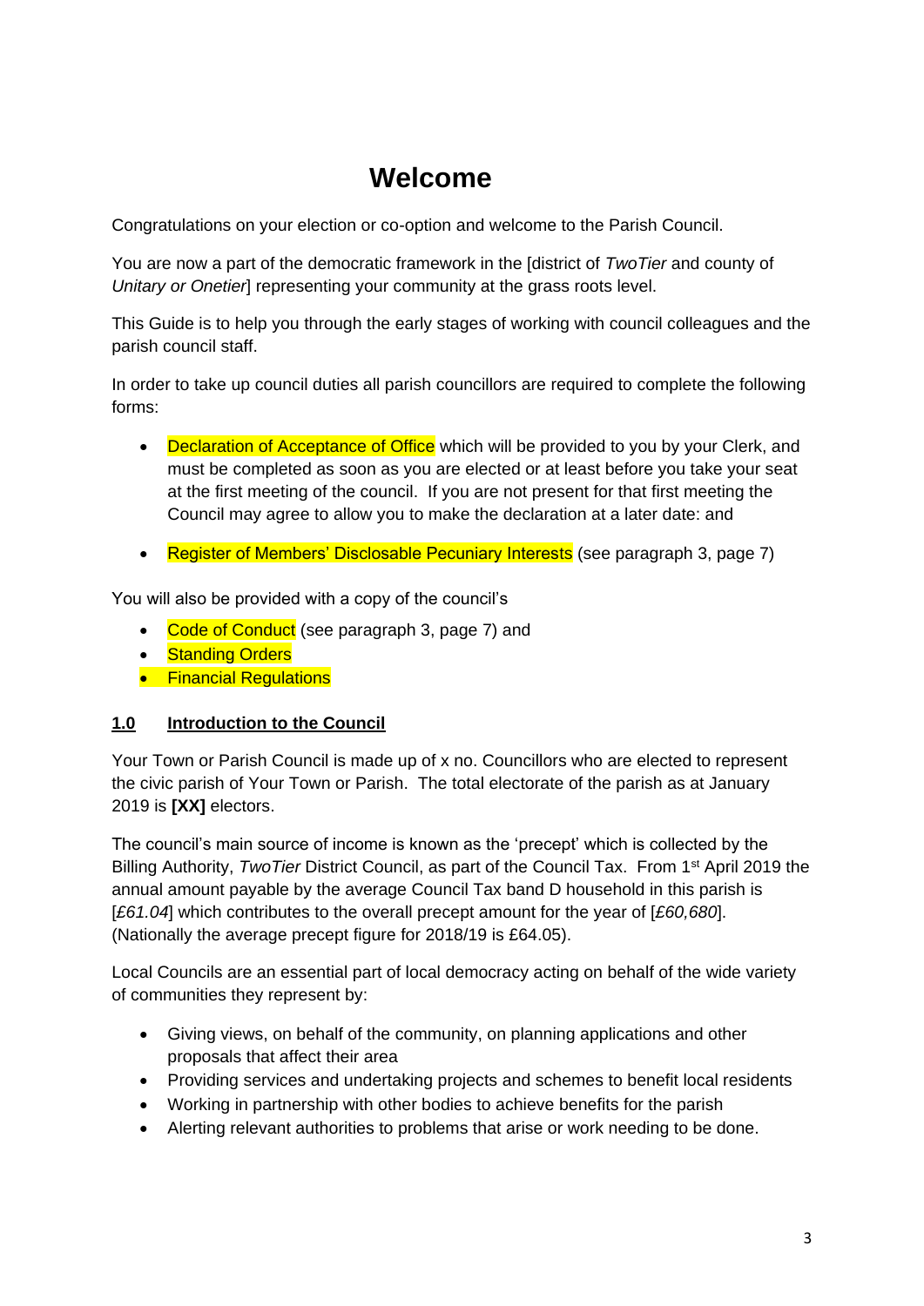# Welcome

Congratulations on your election or co-option and welcome to the Parish Council.

You are now a part of the democratic framework in the [district of *TwoTier* and county of *Unitary or Onetier*] representing your community at the grass roots level.

This Guide is to help you through the early stages of working with council colleagues and the parish council staff.

In order to take up council duties all parish councillors are required to complete the following forms:

- Declaration of Acceptance of Office which will be provided to you by your Clerk, and must be completed as soon as you are elected or at least before you take your seat at the first meeting of the council. If you are not present for that first meeting the Council may agree to allow you to make the declaration at a later date: and
- Register of Members' Disclosable Pecuniary Interests (see paragraph 3, page 7)

You will also be provided with a copy of the council's

- Code of Conduct (see paragraph 3, page 7) and
- Standing Orders
- Financial Regulations

## 1.0 Introduction to the Council

Your Town or Parish Council is made up of x no. Councillors who are elected to represent the civic parish of Your Town or Parish. The total electorate of the parish as at January 2019 is **[XX]** electors.

The council's main source of income is known as the 'precept' which is collected by the Billing Authority, *TwoTier* District Council, as part of the Council Tax. From 1st April 2019 the annual amount payable by the average Council Tax band D household in this parish is [*£61.04*] which contributes to the overall precept amount for the year of [*£60,680*]. (Nationally the average precept figure for 2018/19 is £64.05).

Local Councils are an essential part of local democracy acting on behalf of the wide variety of communities they represent by:

- Giving views, on behalf of the community, on planning applications and other proposals that affect their area
- Providing services and undertaking projects and schemes to benefit local residents
- Working in partnership with other bodies to achieve benefits for the parish
- Alerting relevant authorities to problems that arise or work needing to be done.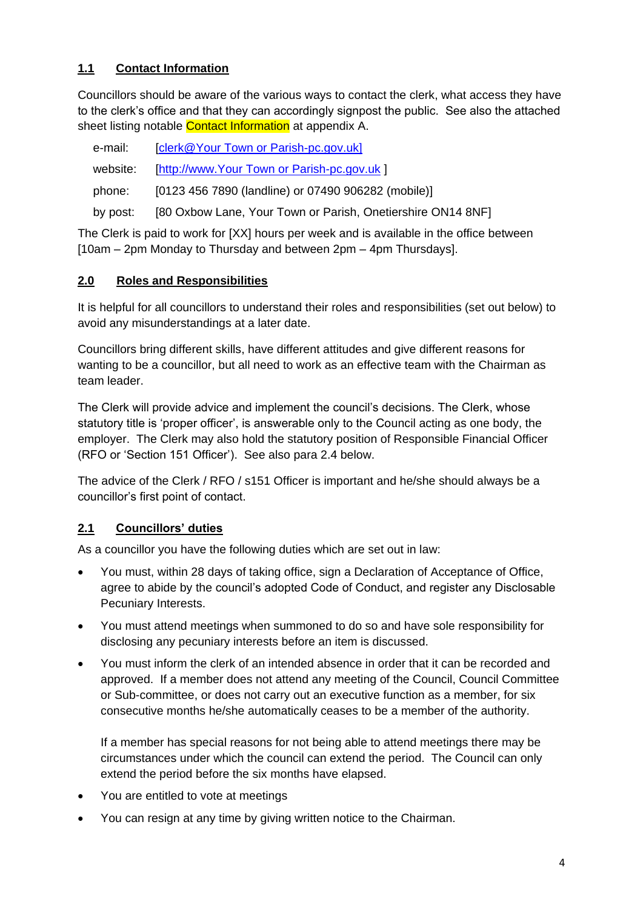## 1.1 Contact Information

Councillors should be aware of the various ways to contact the clerk, what access they have to the clerk's office and that they can accordingly signpost the public. See also the attached sheet listing notable Contact Information at appendix A.

| | |
|---|---|
| e-mail: | [clerk@Your Town or Parish-pc.gov.uk] |
| website: | [http://www.Your Town or Parish-pc.gov.uk ] |
| phone: | [0123 456 7890 (landline) or 07490 906282 (mobile)] |
| by post: | [80 Oxbow Lane, Your Town or Parish, Onetiershire ON14 8NF] |

The Clerk is paid to work for [XX] hours per week and is available in the office between [10am – 2pm Monday to Thursday and between 2pm – 4pm Thursdays].

## 2.0 Roles and Responsibilities

It is helpful for all councillors to understand their roles and responsibilities (set out below) to avoid any misunderstandings at a later date.

Councillors bring different skills, have different attitudes and give different reasons for wanting to be a councillor, but all need to work as an effective team with the Chairman as team leader.

The Clerk will provide advice and implement the council's decisions. The Clerk, whose statutory title is 'proper officer', is answerable only to the Council acting as one body, the employer. The Clerk may also hold the statutory position of Responsible Financial Officer (RFO or 'Section 151 Officer'). See also para 2.4 below.

The advice of the Clerk / RFO / s151 Officer is important and he/she should always be a councillor's first point of contact.

## 2.1 Councillors' duties

As a councillor you have the following duties which are set out in law:

- You must, within 28 days of taking office, sign a Declaration of Acceptance of Office, agree to abide by the council's adopted Code of Conduct, and register any Disclosable Pecuniary Interests.
- You must attend meetings when summoned to do so and have sole responsibility for disclosing any pecuniary interests before an item is discussed.
- You must inform the clerk of an intended absence in order that it can be recorded and approved. If a member does not attend any meeting of the Council, Council Committee or Sub-committee, or does not carry out an executive function as a member, for six consecutive months he/she automatically ceases to be a member of the authority.

  If a member has special reasons for not being able to attend meetings there may be circumstances under which the council can extend the period. The Council can only extend the period before the six months have elapsed.
- You are entitled to vote at meetings
- You can resign at any time by giving written notice to the Chairman.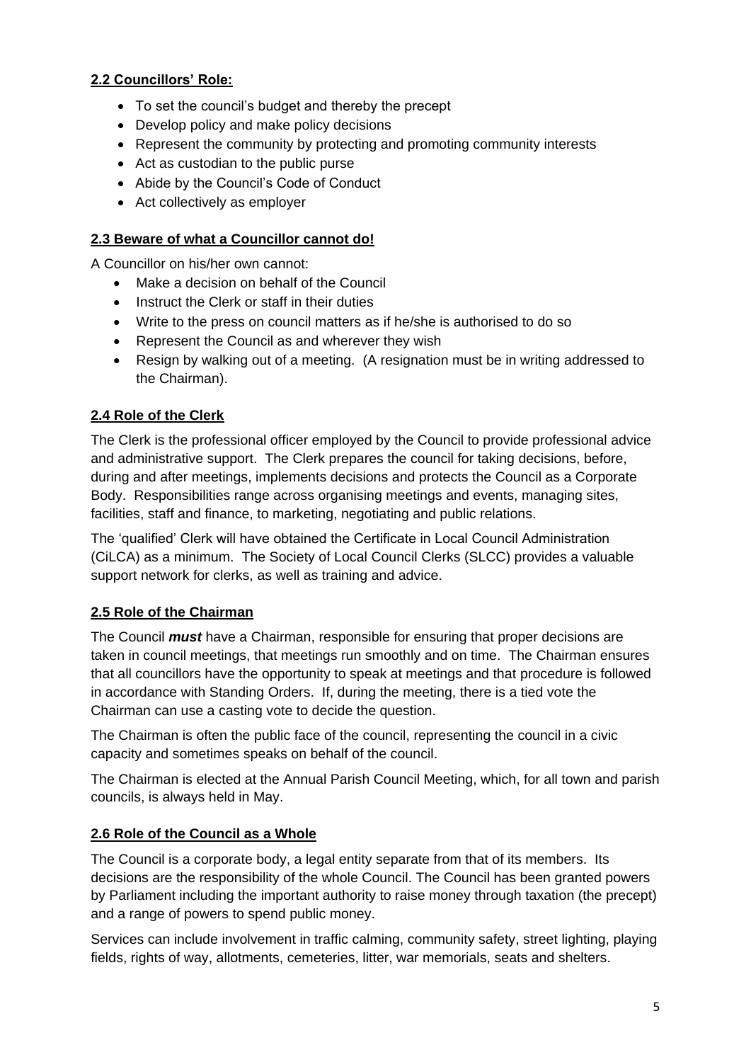### 2.2 Councillors' Role:

- To set the council's budget and thereby the precept
- Develop policy and make policy decisions
- Represent the community by protecting and promoting community interests
- Act as custodian to the public purse
- Abide by the Council's Code of Conduct
- Act collectively as employer

### 2.3 Beware of what a Councillor cannot do!

A Councillor on his/her own cannot:

- Make a decision on behalf of the Council
- Instruct the Clerk or staff in their duties
- Write to the press on council matters as if he/she is authorised to do so
- Represent the Council as and wherever they wish
- Resign by walking out of a meeting. (A resignation must be in writing addressed to the Chairman).

### 2.4 Role of the Clerk

The Clerk is the professional officer employed by the Council to provide professional advice and administrative support. The Clerk prepares the council for taking decisions, before, during and after meetings, implements decisions and protects the Council as a Corporate Body. Responsibilities range across organising meetings and events, managing sites, facilities, staff and finance, to marketing, negotiating and public relations.

The 'qualified' Clerk will have obtained the Certificate in Local Council Administration (CiLCA) as a minimum. The Society of Local Council Clerks (SLCC) provides a valuable support network for clerks, as well as training and advice.

### 2.5 Role of the Chairman

The Council ***must*** have a Chairman, responsible for ensuring that proper decisions are taken in council meetings, that meetings run smoothly and on time. The Chairman ensures that all councillors have the opportunity to speak at meetings and that procedure is followed in accordance with Standing Orders. If, during the meeting, there is a tied vote the Chairman can use a casting vote to decide the question.

The Chairman is often the public face of the council, representing the council in a civic capacity and sometimes speaks on behalf of the council.

The Chairman is elected at the Annual Parish Council Meeting, which, for all town and parish councils, is always held in May.

### 2.6 Role of the Council as a Whole

The Council is a corporate body, a legal entity separate from that of its members. Its decisions are the responsibility of the whole Council. The Council has been granted powers by Parliament including the important authority to raise money through taxation (the precept) and a range of powers to spend public money.

Services can include involvement in traffic calming, community safety, street lighting, playing fields, rights of way, allotments, cemeteries, litter, war memorials, seats and shelters.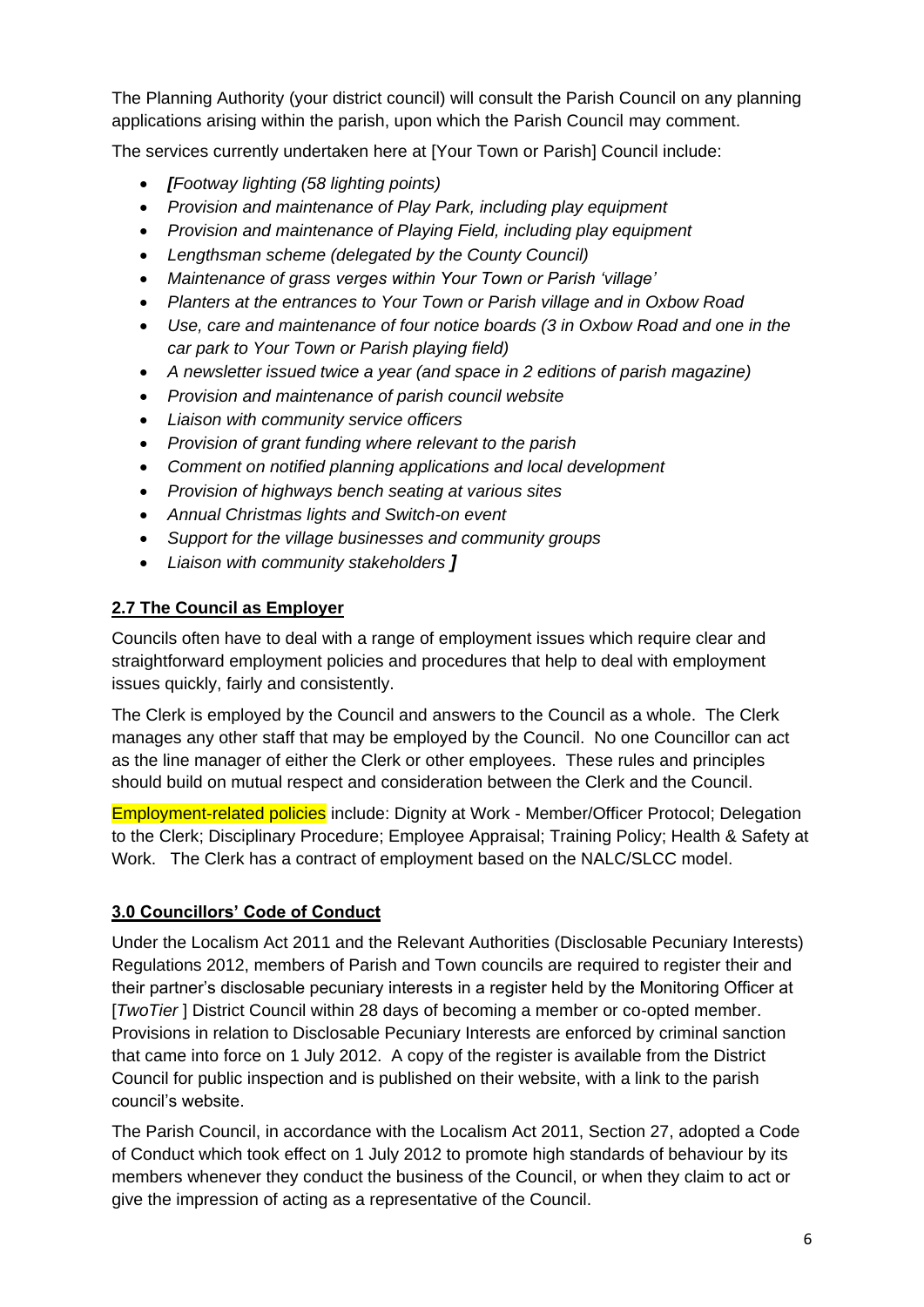The Planning Authority (your district council) will consult the Parish Council on any planning applications arising within the parish, upon which the Parish Council may comment.

The services currently undertaken here at [Your Town or Parish] Council include:

- ***[****Footway lighting (58 lighting points)*
- *Provision and maintenance of Play Park, including play equipment*
- *Provision and maintenance of Playing Field, including play equipment*
- *Lengthsman scheme (delegated by the County Council)*
- *Maintenance of grass verges within Your Town or Parish 'village'*
- *Planters at the entrances to Your Town or Parish village and in Oxbow Road*
- *Use, care and maintenance of four notice boards (3 in Oxbow Road and one in the car park to Your Town or Parish playing field)*
- *A newsletter issued twice a year (and space in 2 editions of parish magazine)*
- *Provision and maintenance of parish council website*
- *Liaison with community service officers*
- *Provision of grant funding where relevant to the parish*
- *Comment on notified planning applications and local development*
- *Provision of highways bench seating at various sites*
- *Annual Christmas lights and Switch-on event*
- *Support for the village businesses and community groups*
- *Liaison with community stakeholders* ***]***

## 2.7 The Council as Employer

Councils often have to deal with a range of employment issues which require clear and straightforward employment policies and procedures that help to deal with employment issues quickly, fairly and consistently.

The Clerk is employed by the Council and answers to the Council as a whole. The Clerk manages any other staff that may be employed by the Council. No one Councillor can act as the line manager of either the Clerk or other employees. These rules and principles should build on mutual respect and consideration between the Clerk and the Council.

Employment-related policies include: Dignity at Work - Member/Officer Protocol; Delegation to the Clerk; Disciplinary Procedure; Employee Appraisal; Training Policy; Health & Safety at Work. The Clerk has a contract of employment based on the NALC/SLCC model.

## 3.0 Councillors' Code of Conduct

Under the Localism Act 2011 and the Relevant Authorities (Disclosable Pecuniary Interests) Regulations 2012, members of Parish and Town councils are required to register their and their partner's disclosable pecuniary interests in a register held by the Monitoring Officer at [*TwoTier* ] District Council within 28 days of becoming a member or co-opted member. Provisions in relation to Disclosable Pecuniary Interests are enforced by criminal sanction that came into force on 1 July 2012. A copy of the register is available from the District Council for public inspection and is published on their website, with a link to the parish council's website.

The Parish Council, in accordance with the Localism Act 2011, Section 27, adopted a Code of Conduct which took effect on 1 July 2012 to promote high standards of behaviour by its members whenever they conduct the business of the Council, or when they claim to act or give the impression of acting as a representative of the Council.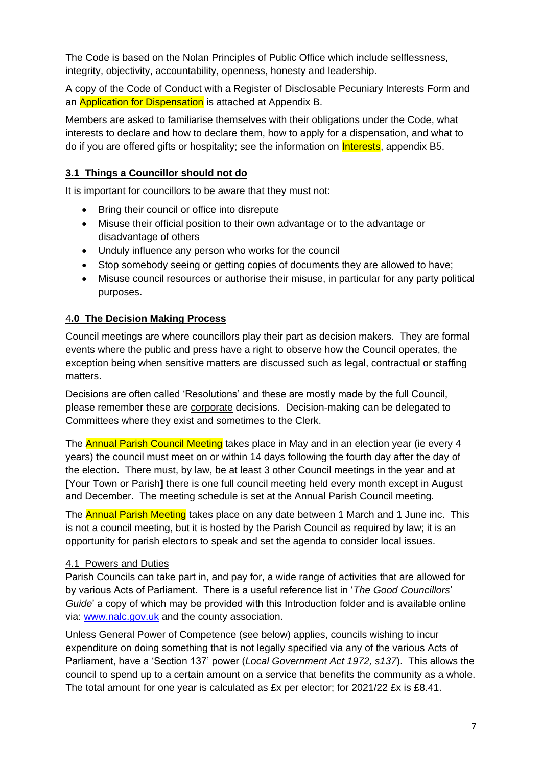The Code is based on the Nolan Principles of Public Office which include selflessness, integrity, objectivity, accountability, openness, honesty and leadership.

A copy of the Code of Conduct with a Register of Disclosable Pecuniary Interests Form and an Application for Dispensation is attached at Appendix B.

Members are asked to familiarise themselves with their obligations under the Code, what interests to declare and how to declare them, how to apply for a dispensation, and what to do if you are offered gifts or hospitality; see the information on Interests, appendix B5.

### 3.1 Things a Councillor should not do

It is important for councillors to be aware that they must not:

- Bring their council or office into disrepute
- Misuse their official position to their own advantage or to the advantage or disadvantage of others
- Unduly influence any person who works for the council
- Stop somebody seeing or getting copies of documents they are allowed to have;
- Misuse council resources or authorise their misuse, in particular for any party political purposes.

## 4.0 The Decision Making Process

Council meetings are where councillors play their part as decision makers. They are formal events where the public and press have a right to observe how the Council operates, the exception being when sensitive matters are discussed such as legal, contractual or staffing matters.

Decisions are often called 'Resolutions' and these are mostly made by the full Council, please remember these are corporate decisions. Decision-making can be delegated to Committees where they exist and sometimes to the Clerk.

The Annual Parish Council Meeting takes place in May and in an election year (ie every 4 years) the council must meet on or within 14 days following the fourth day after the day of the election. There must, by law, be at least 3 other Council meetings in the year and at **[**Your Town or Parish**]** there is one full council meeting held every month except in August and December. The meeting schedule is set at the Annual Parish Council meeting.

The Annual Parish Meeting takes place on any date between 1 March and 1 June inc. This is not a council meeting, but it is hosted by the Parish Council as required by law; it is an opportunity for parish electors to speak and set the agenda to consider local issues.

### 4.1 Powers and Duties

Parish Councils can take part in, and pay for, a wide range of activities that are allowed for by various Acts of Parliament. There is a useful reference list in '*The Good Councillors' Guide*' a copy of which may be provided with this Introduction folder and is available online via: www.nalc.gov.uk and the county association.

Unless General Power of Competence (see below) applies, councils wishing to incur expenditure on doing something that is not legally specified via any of the various Acts of Parliament, have a 'Section 137' power (*Local Government Act 1972, s137*). This allows the council to spend up to a certain amount on a service that benefits the community as a whole. The total amount for one year is calculated as £x per elector; for 2021/22 £x is £8.41.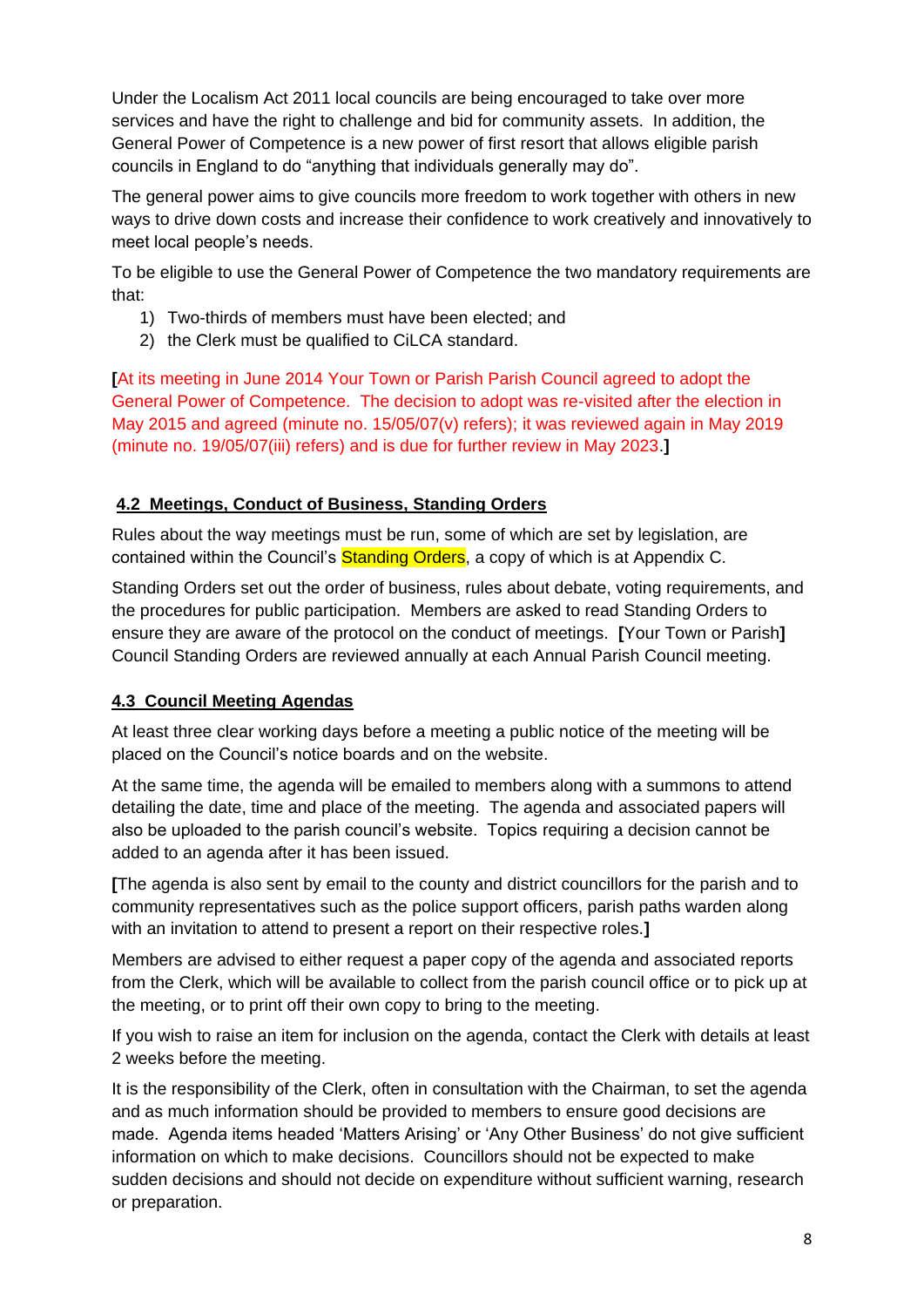Under the Localism Act 2011 local councils are being encouraged to take over more services and have the right to challenge and bid for community assets. In addition, the General Power of Competence is a new power of first resort that allows eligible parish councils in England to do "anything that individuals generally may do".

The general power aims to give councils more freedom to work together with others in new ways to drive down costs and increase their confidence to work creatively and innovatively to meet local people's needs.

To be eligible to use the General Power of Competence the two mandatory requirements are that:

1) Two-thirds of members must have been elected; and
2) the Clerk must be qualified to CiLCA standard.

**[**At its meeting in June 2014 Your Town or Parish Parish Council agreed to adopt the General Power of Competence. The decision to adopt was re-visited after the election in May 2015 and agreed (minute no. 15/05/07(v) refers); it was reviewed again in May 2019 (minute no. 19/05/07(iii) refers) and is due for further review in May 2023.**]**

## 4.2 Meetings, Conduct of Business, Standing Orders

Rules about the way meetings must be run, some of which are set by legislation, are contained within the Council's Standing Orders, a copy of which is at Appendix C.

Standing Orders set out the order of business, rules about debate, voting requirements, and the procedures for public participation. Members are asked to read Standing Orders to ensure they are aware of the protocol on the conduct of meetings. **[**Your Town or Parish**]** Council Standing Orders are reviewed annually at each Annual Parish Council meeting.

## 4.3 Council Meeting Agendas

At least three clear working days before a meeting a public notice of the meeting will be placed on the Council's notice boards and on the website.

At the same time, the agenda will be emailed to members along with a summons to attend detailing the date, time and place of the meeting. The agenda and associated papers will also be uploaded to the parish council's website. Topics requiring a decision cannot be added to an agenda after it has been issued.

**[**The agenda is also sent by email to the county and district councillors for the parish and to community representatives such as the police support officers, parish paths warden along with an invitation to attend to present a report on their respective roles.**]**

Members are advised to either request a paper copy of the agenda and associated reports from the Clerk, which will be available to collect from the parish council office or to pick up at the meeting, or to print off their own copy to bring to the meeting.

If you wish to raise an item for inclusion on the agenda, contact the Clerk with details at least 2 weeks before the meeting.

It is the responsibility of the Clerk, often in consultation with the Chairman, to set the agenda and as much information should be provided to members to ensure good decisions are made. Agenda items headed 'Matters Arising' or 'Any Other Business' do not give sufficient information on which to make decisions. Councillors should not be expected to make sudden decisions and should not decide on expenditure without sufficient warning, research or preparation.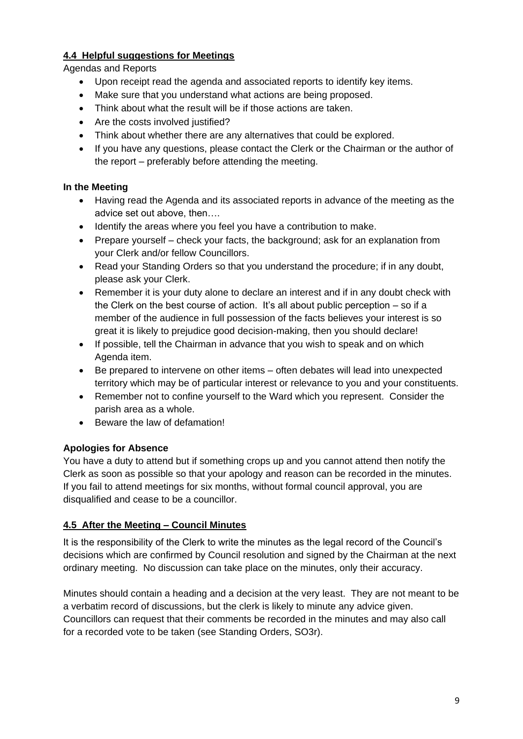### **4.4 Helpful suggestions for Meetings**

Agendas and Reports

- Upon receipt read the agenda and associated reports to identify key items.
- Make sure that you understand what actions are being proposed.
- Think about what the result will be if those actions are taken.
- Are the costs involved justified?
- Think about whether there are any alternatives that could be explored.
- If you have any questions, please contact the Clerk or the Chairman or the author of the report – preferably before attending the meeting.

**In the Meeting**

- Having read the Agenda and its associated reports in advance of the meeting as the advice set out above, then….
- Identify the areas where you feel you have a contribution to make.
- Prepare yourself – check your facts, the background; ask for an explanation from your Clerk and/or fellow Councillors.
- Read your Standing Orders so that you understand the procedure; if in any doubt, please ask your Clerk.
- Remember it is your duty alone to declare an interest and if in any doubt check with the Clerk on the best course of action. It's all about public perception – so if a member of the audience in full possession of the facts believes your interest is so great it is likely to prejudice good decision-making, then you should declare!
- If possible, tell the Chairman in advance that you wish to speak and on which Agenda item.
- Be prepared to intervene on other items – often debates will lead into unexpected territory which may be of particular interest or relevance to you and your constituents.
- Remember not to confine yourself to the Ward which you represent. Consider the parish area as a whole.
- Beware the law of defamation!

**Apologies for Absence**

You have a duty to attend but if something crops up and you cannot attend then notify the Clerk as soon as possible so that your apology and reason can be recorded in the minutes. If you fail to attend meetings for six months, without formal council approval, you are disqualified and cease to be a councillor.

### **4.5 After the Meeting – Council Minutes**

It is the responsibility of the Clerk to write the minutes as the legal record of the Council's decisions which are confirmed by Council resolution and signed by the Chairman at the next ordinary meeting. No discussion can take place on the minutes, only their accuracy.

Minutes should contain a heading and a decision at the very least. They are not meant to be a verbatim record of discussions, but the clerk is likely to minute any advice given. Councillors can request that their comments be recorded in the minutes and may also call for a recorded vote to be taken (see Standing Orders, SO3r).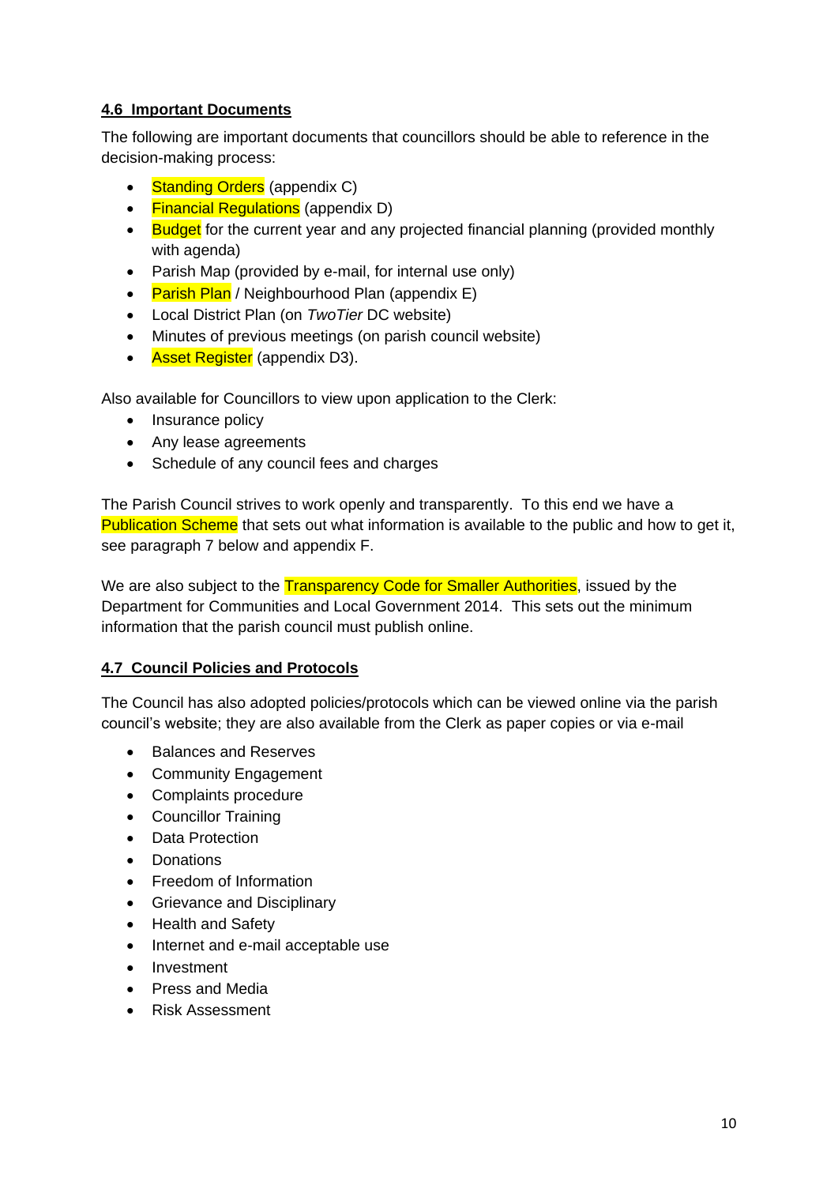## 4.6 Important Documents

The following are important documents that councillors should be able to reference in the decision-making process:

- Standing Orders (appendix C)
- Financial Regulations (appendix D)
- Budget for the current year and any projected financial planning (provided monthly with agenda)
- Parish Map (provided by e-mail, for internal use only)
- Parish Plan / Neighbourhood Plan (appendix E)
- Local District Plan (on *TwoTier* DC website)
- Minutes of previous meetings (on parish council website)
- Asset Register (appendix D3).

Also available for Councillors to view upon application to the Clerk:

- Insurance policy
- Any lease agreements
- Schedule of any council fees and charges

The Parish Council strives to work openly and transparently. To this end we have a Publication Scheme that sets out what information is available to the public and how to get it, see paragraph 7 below and appendix F.

We are also subject to the Transparency Code for Smaller Authorities, issued by the Department for Communities and Local Government 2014. This sets out the minimum information that the parish council must publish online.

## 4.7 Council Policies and Protocols

The Council has also adopted policies/protocols which can be viewed online via the parish council's website; they are also available from the Clerk as paper copies or via e-mail

- Balances and Reserves
- Community Engagement
- Complaints procedure
- Councillor Training
- Data Protection
- Donations
- Freedom of Information
- Grievance and Disciplinary
- Health and Safety
- Internet and e-mail acceptable use
- Investment
- Press and Media
- Risk Assessment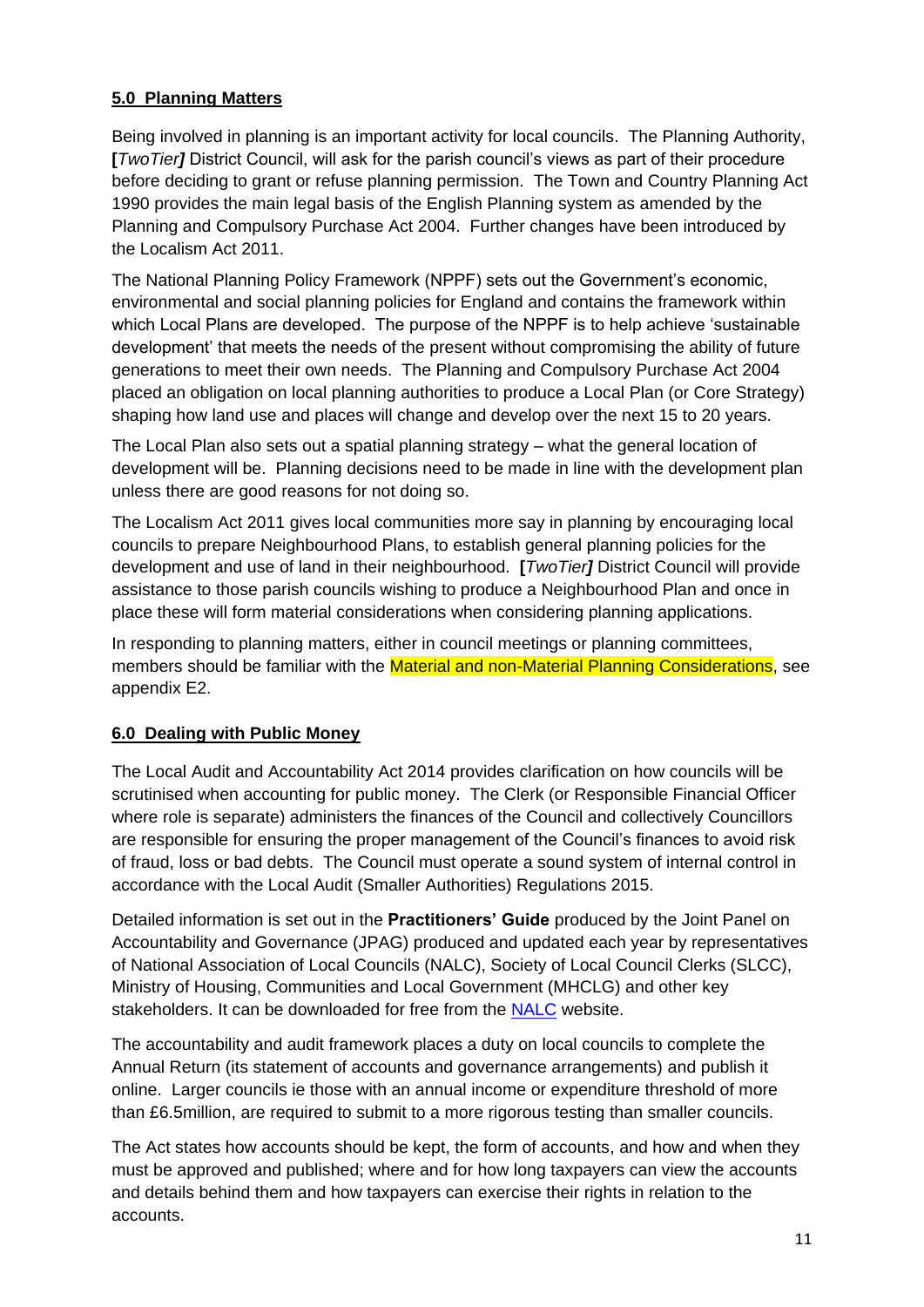## **5.0 Planning Matters**

Being involved in planning is an important activity for local councils. The Planning Authority, **[***TwoTier***]** District Council, will ask for the parish council's views as part of their procedure before deciding to grant or refuse planning permission. The Town and Country Planning Act 1990 provides the main legal basis of the English Planning system as amended by the Planning and Compulsory Purchase Act 2004. Further changes have been introduced by the Localism Act 2011.

The National Planning Policy Framework (NPPF) sets out the Government's economic, environmental and social planning policies for England and contains the framework within which Local Plans are developed. The purpose of the NPPF is to help achieve 'sustainable development' that meets the needs of the present without compromising the ability of future generations to meet their own needs. The Planning and Compulsory Purchase Act 2004 placed an obligation on local planning authorities to produce a Local Plan (or Core Strategy) shaping how land use and places will change and develop over the next 15 to 20 years.

The Local Plan also sets out a spatial planning strategy – what the general location of development will be. Planning decisions need to be made in line with the development plan unless there are good reasons for not doing so.

The Localism Act 2011 gives local communities more say in planning by encouraging local councils to prepare Neighbourhood Plans, to establish general planning policies for the development and use of land in their neighbourhood. **[***TwoTier***]** District Council will provide assistance to those parish councils wishing to produce a Neighbourhood Plan and once in place these will form material considerations when considering planning applications.

In responding to planning matters, either in council meetings or planning committees, members should be familiar with the Material and non-Material Planning Considerations, see appendix E2.

## **6.0 Dealing with Public Money**

The Local Audit and Accountability Act 2014 provides clarification on how councils will be scrutinised when accounting for public money. The Clerk (or Responsible Financial Officer where role is separate) administers the finances of the Council and collectively Councillors are responsible for ensuring the proper management of the Council's finances to avoid risk of fraud, loss or bad debts. The Council must operate a sound system of internal control in accordance with the Local Audit (Smaller Authorities) Regulations 2015.

Detailed information is set out in the **Practitioners' Guide** produced by the Joint Panel on Accountability and Governance (JPAG) produced and updated each year by representatives of National Association of Local Councils (NALC), Society of Local Council Clerks (SLCC), Ministry of Housing, Communities and Local Government (MHCLG) and other key stakeholders. It can be downloaded for free from the NALC website.

The accountability and audit framework places a duty on local councils to complete the Annual Return (its statement of accounts and governance arrangements) and publish it online. Larger councils ie those with an annual income or expenditure threshold of more than £6.5million, are required to submit to a more rigorous testing than smaller councils.

The Act states how accounts should be kept, the form of accounts, and how and when they must be approved and published; where and for how long taxpayers can view the accounts and details behind them and how taxpayers can exercise their rights in relation to the accounts.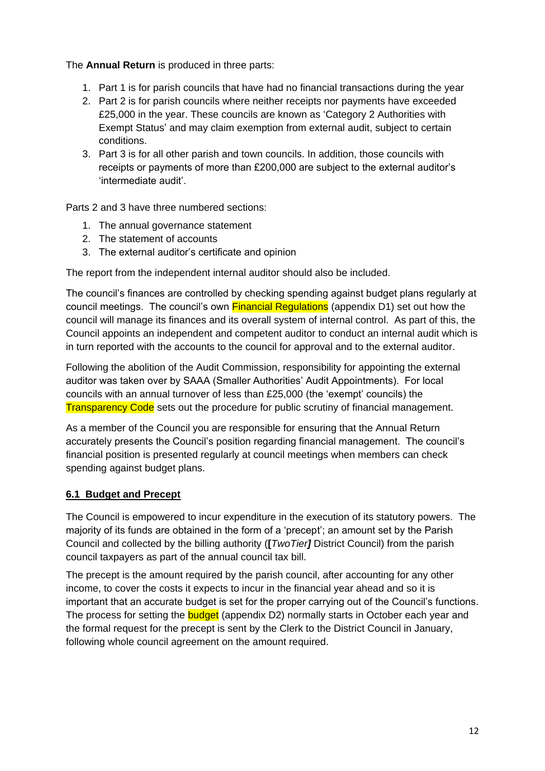The **Annual Return** is produced in three parts:

1. Part 1 is for parish councils that have had no financial transactions during the year
2. Part 2 is for parish councils where neither receipts nor payments have exceeded £25,000 in the year. These councils are known as 'Category 2 Authorities with Exempt Status' and may claim exemption from external audit, subject to certain conditions.
3. Part 3 is for all other parish and town councils. In addition, those councils with receipts or payments of more than £200,000 are subject to the external auditor's 'intermediate audit'.

Parts 2 and 3 have three numbered sections:

1. The annual governance statement
2. The statement of accounts
3. The external auditor's certificate and opinion

The report from the independent internal auditor should also be included.

The council's finances are controlled by checking spending against budget plans regularly at council meetings. The council's own Financial Regulations (appendix D1) set out how the council will manage its finances and its overall system of internal control. As part of this, the Council appoints an independent and competent auditor to conduct an internal audit which is in turn reported with the accounts to the council for approval and to the external auditor.

Following the abolition of the Audit Commission, responsibility for appointing the external auditor was taken over by SAAA (Smaller Authorities' Audit Appointments). For local councils with an annual turnover of less than £25,000 (the 'exempt' councils) the Transparency Code sets out the procedure for public scrutiny of financial management.

As a member of the Council you are responsible for ensuring that the Annual Return accurately presents the Council's position regarding financial management. The council's financial position is presented regularly at council meetings when members can check spending against budget plans.

## 6.1 Budget and Precept

The Council is empowered to incur expenditure in the execution of its statutory powers. The majority of its funds are obtained in the form of a 'precept'; an amount set by the Parish Council and collected by the billing authority (**[***TwoTier***]** District Council) from the parish council taxpayers as part of the annual council tax bill.

The precept is the amount required by the parish council, after accounting for any other income, to cover the costs it expects to incur in the financial year ahead and so it is important that an accurate budget is set for the proper carrying out of the Council's functions. The process for setting the budget (appendix D2) normally starts in October each year and the formal request for the precept is sent by the Clerk to the District Council in January, following whole council agreement on the amount required.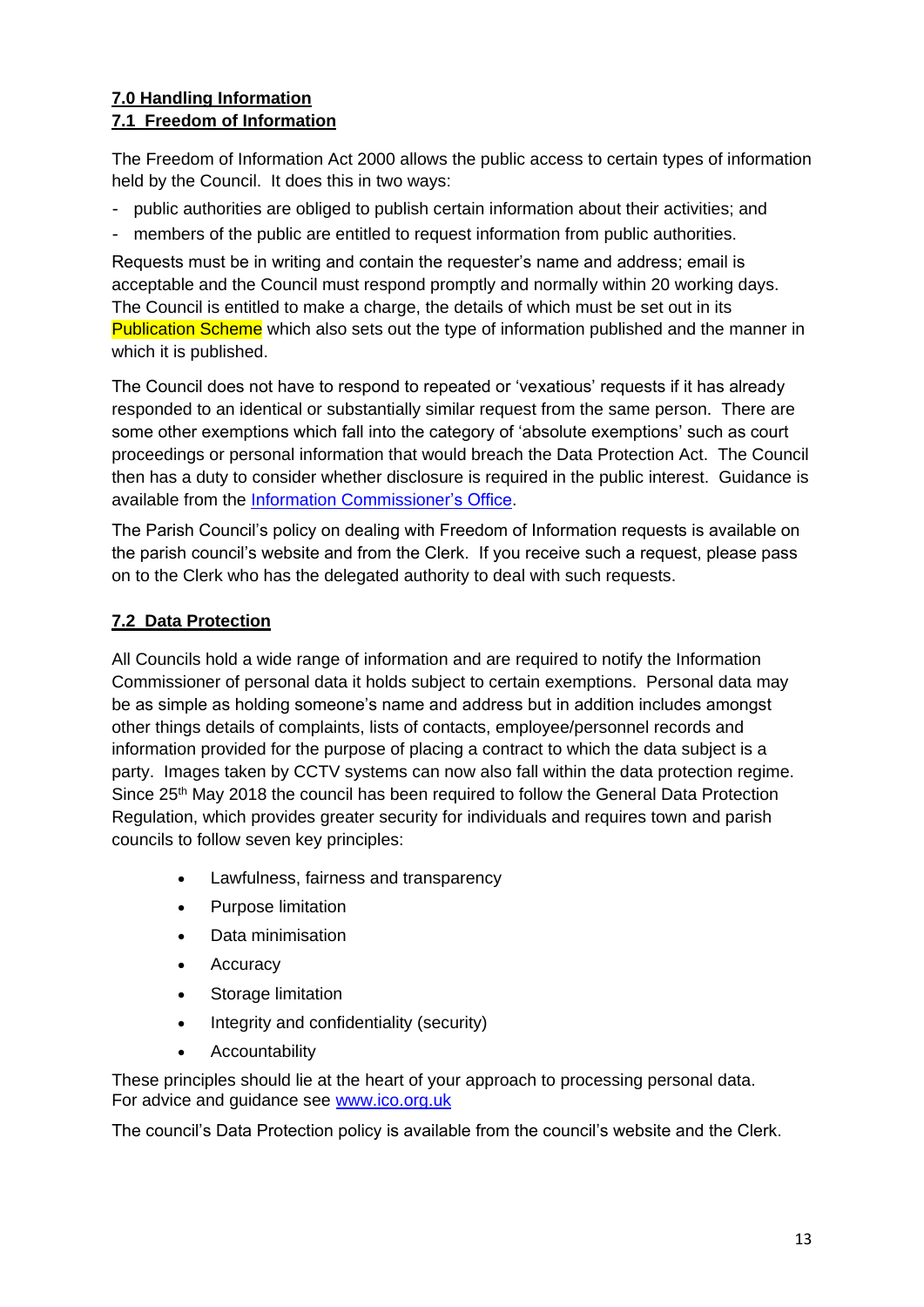## 7.0 Handling Information

### 7.1 Freedom of Information

The Freedom of Information Act 2000 allows the public access to certain types of information held by the Council. It does this in two ways:

- public authorities are obliged to publish certain information about their activities; and
- members of the public are entitled to request information from public authorities.

Requests must be in writing and contain the requester's name and address; email is acceptable and the Council must respond promptly and normally within 20 working days. The Council is entitled to make a charge, the details of which must be set out in its Publication Scheme which also sets out the type of information published and the manner in which it is published.

The Council does not have to respond to repeated or 'vexatious' requests if it has already responded to an identical or substantially similar request from the same person. There are some other exemptions which fall into the category of 'absolute exemptions' such as court proceedings or personal information that would breach the Data Protection Act. The Council then has a duty to consider whether disclosure is required in the public interest. Guidance is available from the Information Commissioner's Office.

The Parish Council's policy on dealing with Freedom of Information requests is available on the parish council's website and from the Clerk. If you receive such a request, please pass on to the Clerk who has the delegated authority to deal with such requests.

### 7.2 Data Protection

All Councils hold a wide range of information and are required to notify the Information Commissioner of personal data it holds subject to certain exemptions. Personal data may be as simple as holding someone's name and address but in addition includes amongst other things details of complaints, lists of contacts, employee/personnel records and information provided for the purpose of placing a contract to which the data subject is a party. Images taken by CCTV systems can now also fall within the data protection regime. Since 25th May 2018 the council has been required to follow the General Data Protection Regulation, which provides greater security for individuals and requires town and parish councils to follow seven key principles:

- Lawfulness, fairness and transparency
- Purpose limitation
- Data minimisation
- Accuracy
- Storage limitation
- Integrity and confidentiality (security)
- Accountability

These principles should lie at the heart of your approach to processing personal data. For advice and guidance see www.ico.org.uk

The council's Data Protection policy is available from the council's website and the Clerk.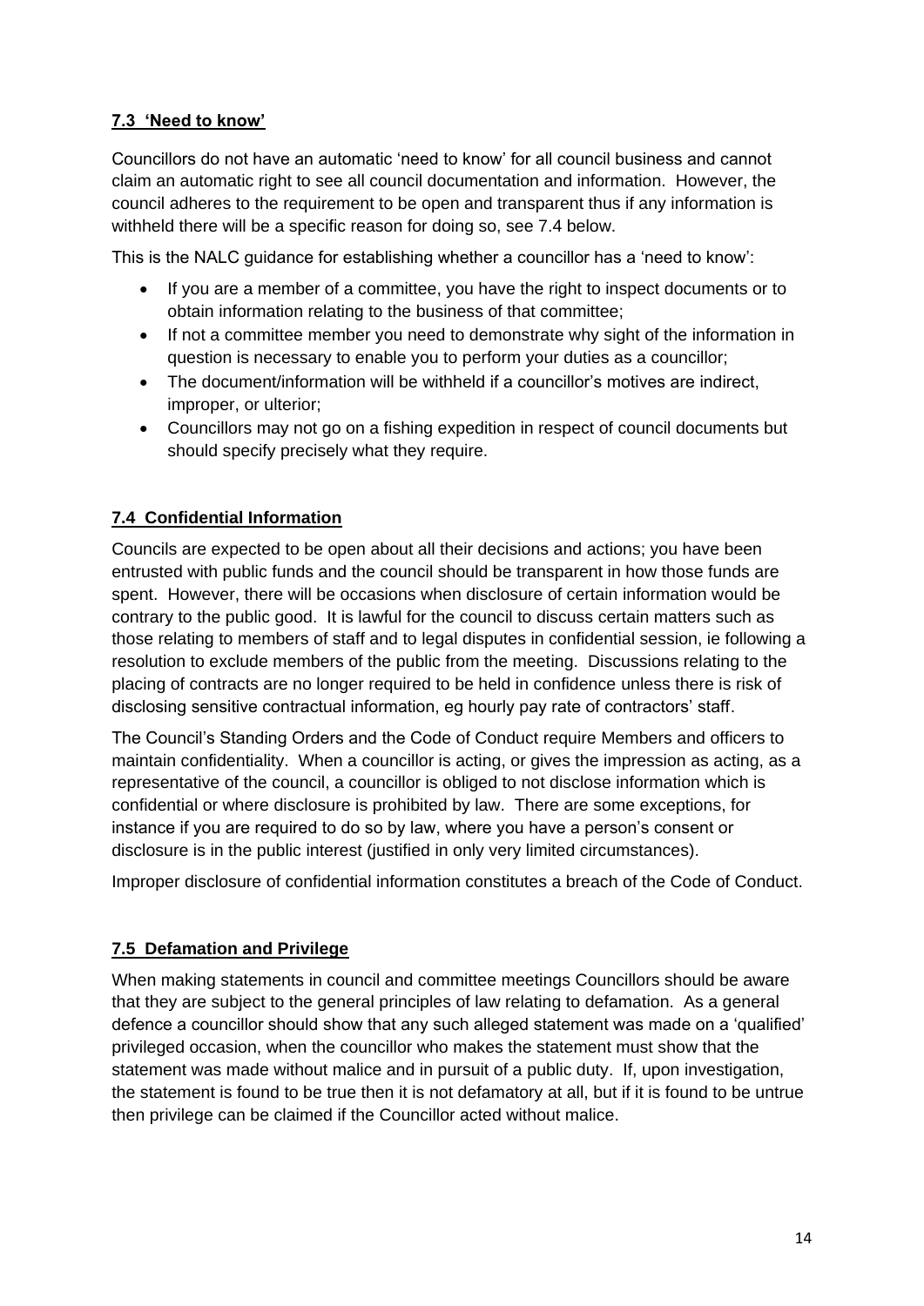### **7.3 'Need to know'**

Councillors do not have an automatic 'need to know' for all council business and cannot claim an automatic right to see all council documentation and information. However, the council adheres to the requirement to be open and transparent thus if any information is withheld there will be a specific reason for doing so, see 7.4 below.

This is the NALC guidance for establishing whether a councillor has a 'need to know':

- If you are a member of a committee, you have the right to inspect documents or to obtain information relating to the business of that committee;
- If not a committee member you need to demonstrate why sight of the information in question is necessary to enable you to perform your duties as a councillor;
- The document/information will be withheld if a councillor's motives are indirect, improper, or ulterior;
- Councillors may not go on a fishing expedition in respect of council documents but should specify precisely what they require.

### **7.4 Confidential Information**

Councils are expected to be open about all their decisions and actions; you have been entrusted with public funds and the council should be transparent in how those funds are spent. However, there will be occasions when disclosure of certain information would be contrary to the public good. It is lawful for the council to discuss certain matters such as those relating to members of staff and to legal disputes in confidential session, ie following a resolution to exclude members of the public from the meeting. Discussions relating to the placing of contracts are no longer required to be held in confidence unless there is risk of disclosing sensitive contractual information, eg hourly pay rate of contractors' staff.

The Council's Standing Orders and the Code of Conduct require Members and officers to maintain confidentiality. When a councillor is acting, or gives the impression as acting, as a representative of the council, a councillor is obliged to not disclose information which is confidential or where disclosure is prohibited by law. There are some exceptions, for instance if you are required to do so by law, where you have a person's consent or disclosure is in the public interest (justified in only very limited circumstances).

Improper disclosure of confidential information constitutes a breach of the Code of Conduct.

### **7.5 Defamation and Privilege**

When making statements in council and committee meetings Councillors should be aware that they are subject to the general principles of law relating to defamation. As a general defence a councillor should show that any such alleged statement was made on a 'qualified' privileged occasion, when the councillor who makes the statement must show that the statement was made without malice and in pursuit of a public duty. If, upon investigation, the statement is found to be true then it is not defamatory at all, but if it is found to be untrue then privilege can be claimed if the Councillor acted without malice.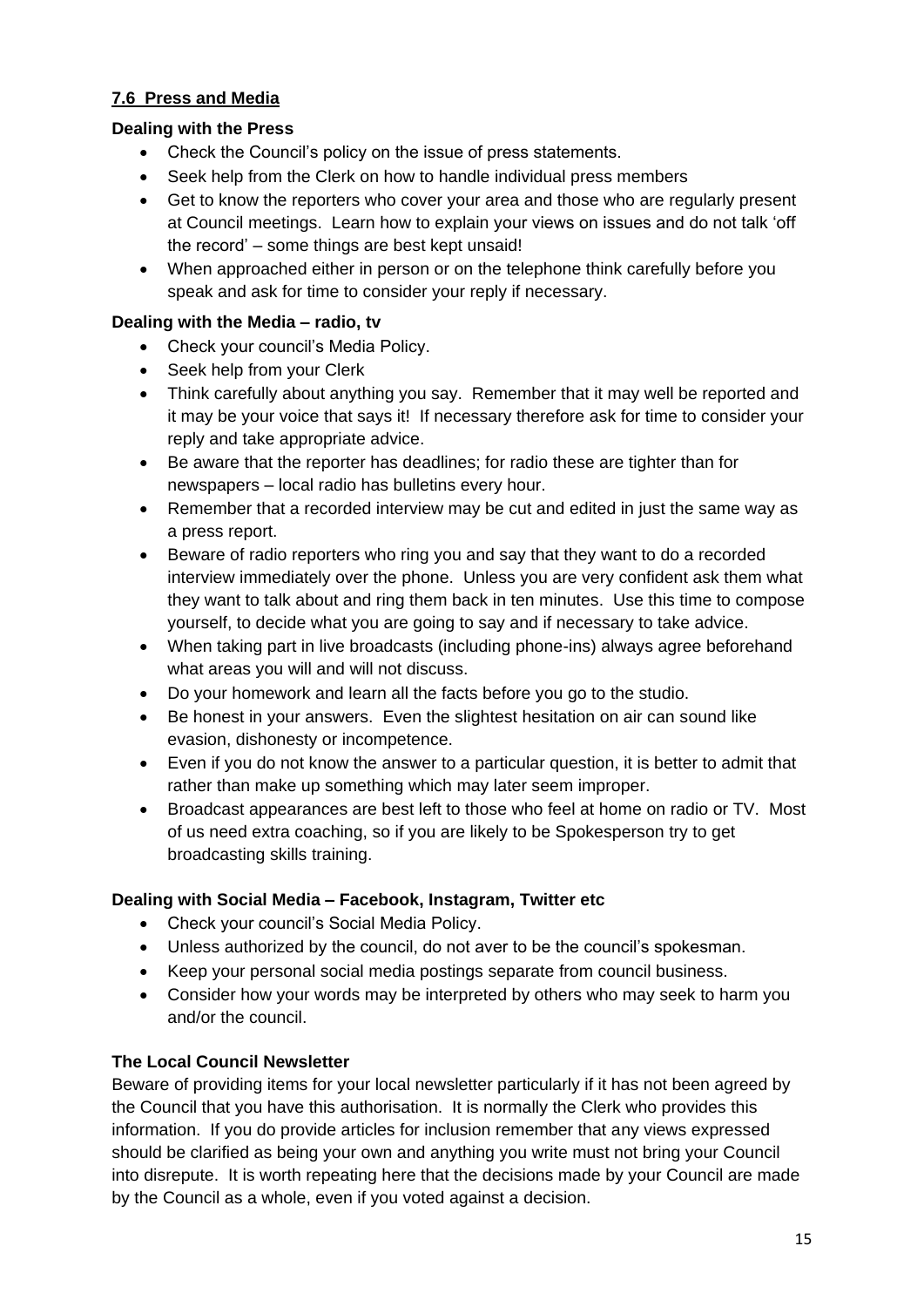## 7.6 Press and Media

**Dealing with the Press**

- Check the Council's policy on the issue of press statements.
- Seek help from the Clerk on how to handle individual press members
- Get to know the reporters who cover your area and those who are regularly present at Council meetings. Learn how to explain your views on issues and do not talk 'off the record' – some things are best kept unsaid!
- When approached either in person or on the telephone think carefully before you speak and ask for time to consider your reply if necessary.

**Dealing with the Media – radio, tv**

- Check your council's Media Policy.
- Seek help from your Clerk
- Think carefully about anything you say. Remember that it may well be reported and it may be your voice that says it! If necessary therefore ask for time to consider your reply and take appropriate advice.
- Be aware that the reporter has deadlines; for radio these are tighter than for newspapers – local radio has bulletins every hour.
- Remember that a recorded interview may be cut and edited in just the same way as a press report.
- Beware of radio reporters who ring you and say that they want to do a recorded interview immediately over the phone. Unless you are very confident ask them what they want to talk about and ring them back in ten minutes. Use this time to compose yourself, to decide what you are going to say and if necessary to take advice.
- When taking part in live broadcasts (including phone-ins) always agree beforehand what areas you will and will not discuss.
- Do your homework and learn all the facts before you go to the studio.
- Be honest in your answers. Even the slightest hesitation on air can sound like evasion, dishonesty or incompetence.
- Even if you do not know the answer to a particular question, it is better to admit that rather than make up something which may later seem improper.
- Broadcast appearances are best left to those who feel at home on radio or TV. Most of us need extra coaching, so if you are likely to be Spokesperson try to get broadcasting skills training.

**Dealing with Social Media – Facebook, Instagram, Twitter etc**

- Check your council's Social Media Policy.
- Unless authorized by the council, do not aver to be the council's spokesman.
- Keep your personal social media postings separate from council business.
- Consider how your words may be interpreted by others who may seek to harm you and/or the council.

**The Local Council Newsletter**

Beware of providing items for your local newsletter particularly if it has not been agreed by the Council that you have this authorisation. It is normally the Clerk who provides this information. If you do provide articles for inclusion remember that any views expressed should be clarified as being your own and anything you write must not bring your Council into disrepute. It is worth repeating here that the decisions made by your Council are made by the Council as a whole, even if you voted against a decision.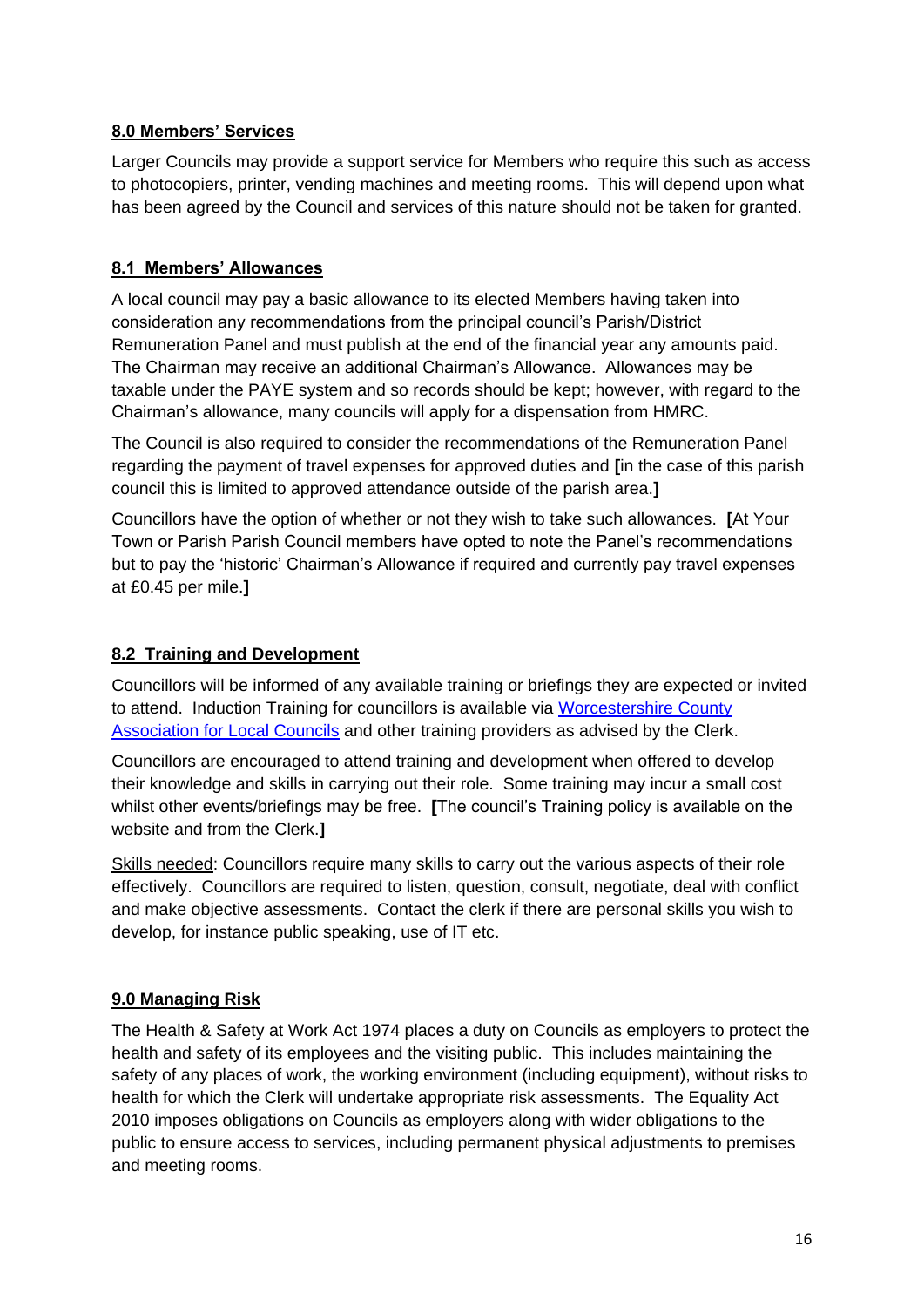## 8.0 Members' Services

Larger Councils may provide a support service for Members who require this such as access to photocopiers, printer, vending machines and meeting rooms. This will depend upon what has been agreed by the Council and services of this nature should not be taken for granted.

### 8.1 Members' Allowances

A local council may pay a basic allowance to its elected Members having taken into consideration any recommendations from the principal council's Parish/District Remuneration Panel and must publish at the end of the financial year any amounts paid. The Chairman may receive an additional Chairman's Allowance. Allowances may be taxable under the PAYE system and so records should be kept; however, with regard to the Chairman's allowance, many councils will apply for a dispensation from HMRC.

The Council is also required to consider the recommendations of the Remuneration Panel regarding the payment of travel expenses for approved duties and **[**in the case of this parish council this is limited to approved attendance outside of the parish area.**]**

Councillors have the option of whether or not they wish to take such allowances. **[**At Your Town or Parish Parish Council members have opted to note the Panel's recommendations but to pay the 'historic' Chairman's Allowance if required and currently pay travel expenses at £0.45 per mile.**]**

### 8.2 Training and Development

Councillors will be informed of any available training or briefings they are expected or invited to attend. Induction Training for councillors is available via [Worcestershire County Association for Local Councils]() and other training providers as advised by the Clerk.

Councillors are encouraged to attend training and development when offered to develop their knowledge and skills in carrying out their role. Some training may incur a small cost whilst other events/briefings may be free. **[**The council's Training policy is available on the website and from the Clerk.**]**

<u>Skills needed</u>: Councillors require many skills to carry out the various aspects of their role effectively. Councillors are required to listen, question, consult, negotiate, deal with conflict and make objective assessments. Contact the clerk if there are personal skills you wish to develop, for instance public speaking, use of IT etc.

## 9.0 Managing Risk

The Health & Safety at Work Act 1974 places a duty on Councils as employers to protect the health and safety of its employees and the visiting public. This includes maintaining the safety of any places of work, the working environment (including equipment), without risks to health for which the Clerk will undertake appropriate risk assessments. The Equality Act 2010 imposes obligations on Councils as employers along with wider obligations to the public to ensure access to services, including permanent physical adjustments to premises and meeting rooms.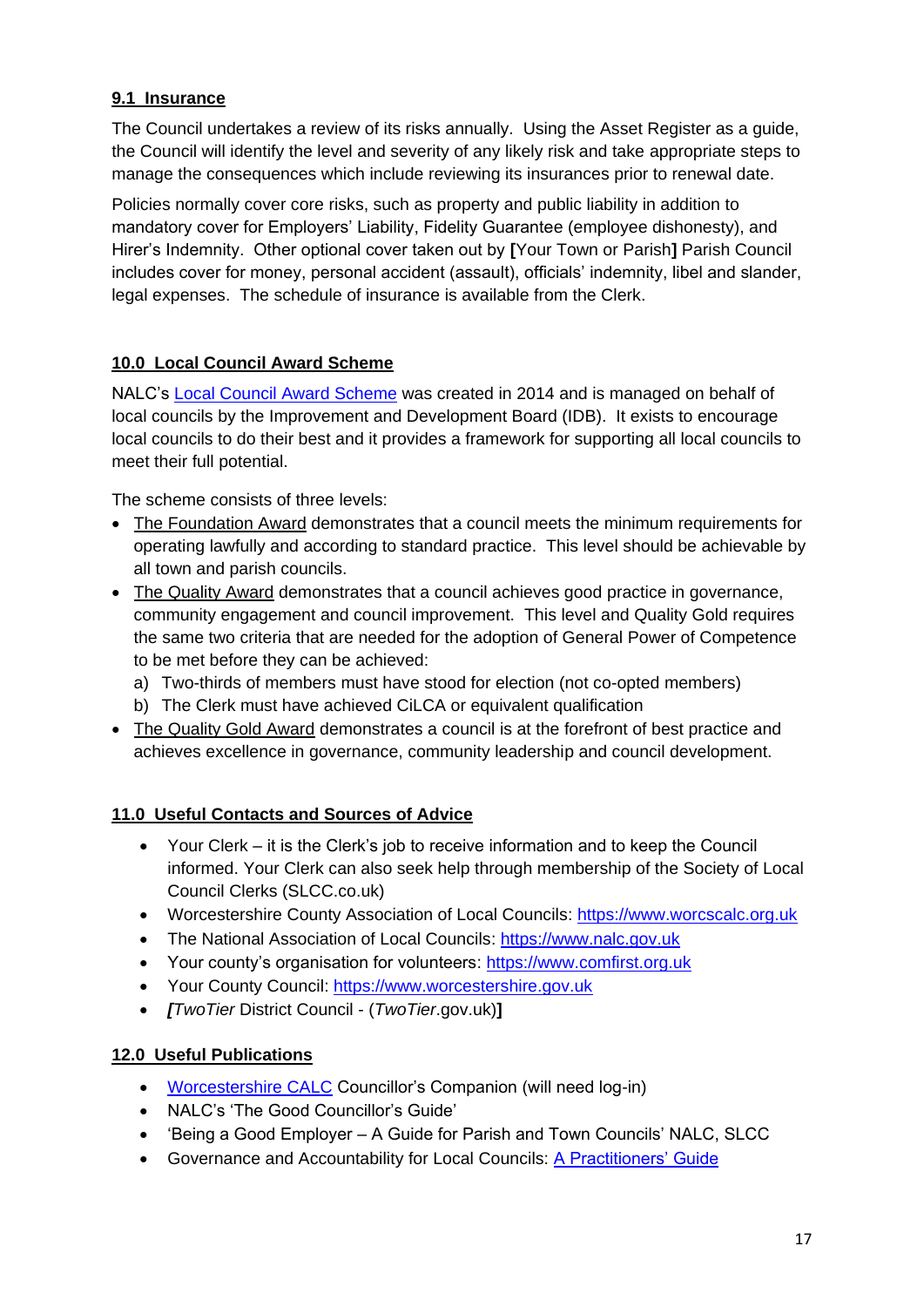## 9.1 Insurance

The Council undertakes a review of its risks annually. Using the Asset Register as a guide, the Council will identify the level and severity of any likely risk and take appropriate steps to manage the consequences which include reviewing its insurances prior to renewal date.

Policies normally cover core risks, such as property and public liability in addition to mandatory cover for Employers' Liability, Fidelity Guarantee (employee dishonesty), and Hirer's Indemnity. Other optional cover taken out by **[**Your Town or Parish**]** Parish Council includes cover for money, personal accident (assault), officials' indemnity, libel and slander, legal expenses. The schedule of insurance is available from the Clerk.

## 10.0 Local Council Award Scheme

NALC's Local Council Award Scheme was created in 2014 and is managed on behalf of local councils by the Improvement and Development Board (IDB). It exists to encourage local councils to do their best and it provides a framework for supporting all local councils to meet their full potential.

The scheme consists of three levels:

- The Foundation Award demonstrates that a council meets the minimum requirements for operating lawfully and according to standard practice. This level should be achievable by all town and parish councils.
- The Quality Award demonstrates that a council achieves good practice in governance, community engagement and council improvement. This level and Quality Gold requires the same two criteria that are needed for the adoption of General Power of Competence to be met before they can be achieved:
  a) Two-thirds of members must have stood for election (not co-opted members)
  b) The Clerk must have achieved CiLCA or equivalent qualification
- The Quality Gold Award demonstrates a council is at the forefront of best practice and achieves excellence in governance, community leadership and council development.

## 11.0 Useful Contacts and Sources of Advice

- Your Clerk – it is the Clerk's job to receive information and to keep the Council informed. Your Clerk can also seek help through membership of the Society of Local Council Clerks (SLCC.co.uk)
- Worcestershire County Association of Local Councils: https://www.worcscalc.org.uk
- The National Association of Local Councils: https://www.nalc.gov.uk
- Your county's organisation for volunteers: https://www.comfirst.org.uk
- Your County Council: https://www.worcestershire.gov.uk
- ***[****TwoTier* District Council - (*TwoTier*.gov.uk)**]**

## 12.0 Useful Publications

- Worcestershire CALC Councillor's Companion (will need log-in)
- NALC's 'The Good Councillor's Guide'
- 'Being a Good Employer – A Guide for Parish and Town Councils' NALC, SLCC
- Governance and Accountability for Local Councils: A Practitioners' Guide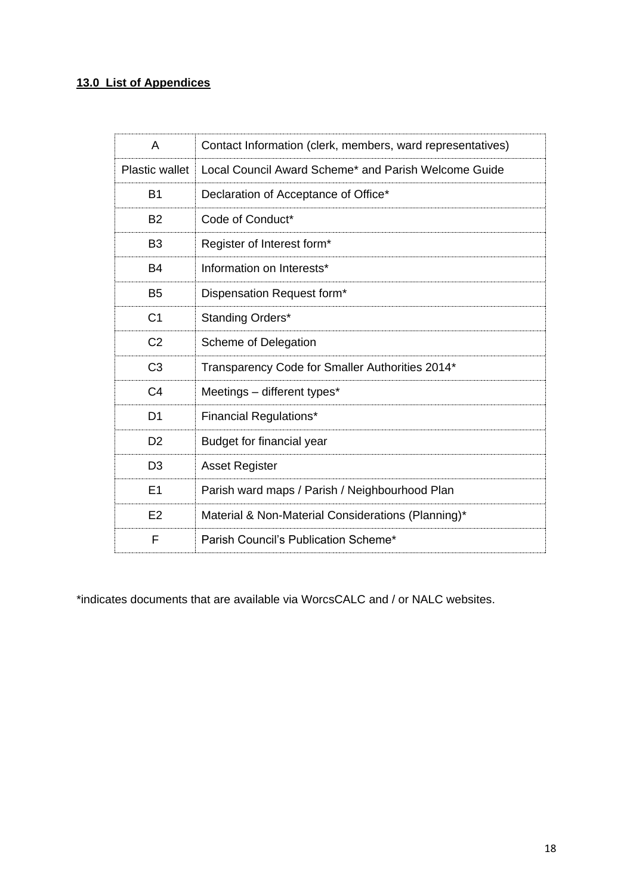**13.0 List of Appendices**

| | |
|---|---|
| A | Contact Information (clerk, members, ward representatives) |
| Plastic wallet | Local Council Award Scheme* and Parish Welcome Guide |
| B1 | Declaration of Acceptance of Office* |
| B2 | Code of Conduct* |
| B3 | Register of Interest form* |
| B4 | Information on Interests* |
| B5 | Dispensation Request form* |
| C1 | Standing Orders* |
| C2 | Scheme of Delegation |
| C3 | Transparency Code for Smaller Authorities 2014* |
| C4 | Meetings – different types* |
| D1 | Financial Regulations* |
| D2 | Budget for financial year |
| D3 | Asset Register |
| E1 | Parish ward maps / Parish / Neighbourhood Plan |
| E2 | Material & Non-Material Considerations (Planning)* |
| F | Parish Council's Publication Scheme* |

*indicates documents that are available via WorcsCALC and / or NALC websites.